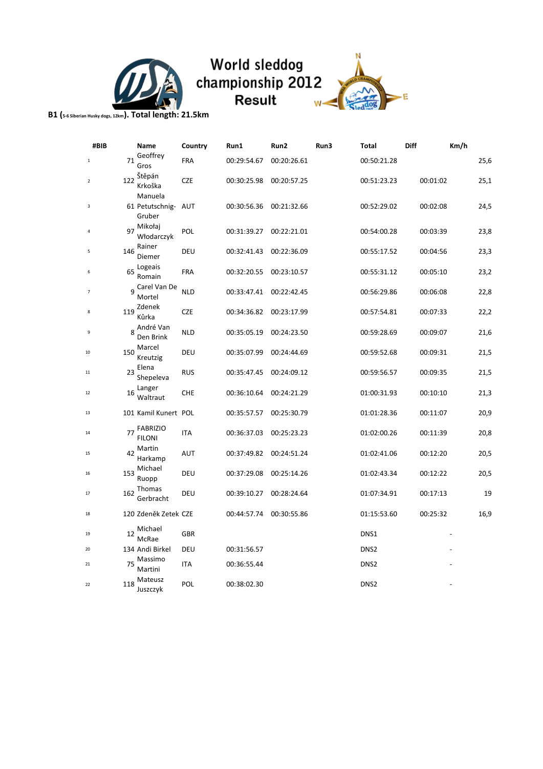# World sleddog championship 2012 Result

**B1 (5-6 Siberian Husky dogs, 12km). Total length: 21.5km**

| | #BIB | Name | Country | Run1 | Run2 | Run3 | Total | Diff | Km/h |
|---|---|---|---|---|---|---|---|---|---|
| 1 | 71 | Geoffrey Gros | FRA | 00:29:54.67 | 00:20:26.61 | | 00:50:21.28 | | 25,6 |
| 2 | 122 | Štěpán Krkoška | CZE | 00:30:25.98 | 00:20:57.25 | | 00:51:23.23 | 00:01:02 | 25,1 |
| 3 | 61 | Manuela Petutschnig-Gruber | AUT | 00:30:56.36 | 00:21:32.66 | | 00:52:29.02 | 00:02:08 | 24,5 |
| 4 | 97 | Mikołaj Włodarczyk | POL | 00:31:39.27 | 00:22:21.01 | | 00:54:00.28 | 00:03:39 | 23,8 |
| 5 | 146 | Rainer Diemer | DEU | 00:32:41.43 | 00:22:36.09 | | 00:55:17.52 | 00:04:56 | 23,3 |
| 6 | 65 | Logeais Romain | FRA | 00:32:20.55 | 00:23:10.57 | | 00:55:31.12 | 00:05:10 | 23,2 |
| 7 | 9 | Carel Van De Mortel | NLD | 00:33:47.41 | 00:22:42.45 | | 00:56:29.86 | 00:06:08 | 22,8 |
| 8 | 119 | Zdenek Kůrka | CZE | 00:34:36.82 | 00:23:17.99 | | 00:57:54.81 | 00:07:33 | 22,2 |
| 9 | 8 | André Van Den Brink | NLD | 00:35:05.19 | 00:24:23.50 | | 00:59:28.69 | 00:09:07 | 21,6 |
| 10 | 150 | Marcel Kreutzig | DEU | 00:35:07.99 | 00:24:44.69 | | 00:59:52.68 | 00:09:31 | 21,5 |
| 11 | 23 | Elena Shepeleva | RUS | 00:35:47.45 | 00:24:09.12 | | 00:59:56.57 | 00:09:35 | 21,5 |
| 12 | 16 | Langer Waltraut | CHE | 00:36:10.64 | 00:24:21.29 | | 01:00:31.93 | 00:10:10 | 21,3 |
| 13 | 101 | Kamil Kunert | POL | 00:35:57.57 | 00:25:30.79 | | 01:01:28.36 | 00:11:07 | 20,9 |
| 14 | 77 | FABRIZIO FILONI | ITA | 00:36:37.03 | 00:25:23.23 | | 01:02:00.26 | 00:11:39 | 20,8 |
| 15 | 42 | Martin Harkamp | AUT | 00:37:49.82 | 00:24:51.24 | | 01:02:41.06 | 00:12:20 | 20,5 |
| 16 | 153 | Michael Ruopp | DEU | 00:37:29.08 | 00:25:14.26 | | 01:02:43.34 | 00:12:22 | 20,5 |
| 17 | 162 | Thomas Gerbracht | DEU | 00:39:10.27 | 00:28:24.64 | | 01:07:34.91 | 00:17:13 | 19 |
| 18 | 120 | Zdeněk Zetek | CZE | 00:44:57.74 | 00:30:55.86 | | 01:15:53.60 | 00:25:32 | 16,9 |
| 19 | 12 | Michael McRae | GBR | | | | DNS1 | | - |
| 20 | 134 | Andi Birkel | DEU | 00:31:56.57 | | | DNS2 | | - |
| 21 | 75 | Massimo Martini | ITA | 00:36:55.44 | | | DNS2 | | - |
| 22 | 118 | Mateusz Juszczyk | POL | 00:38:02.30 | | | DNS2 | | - |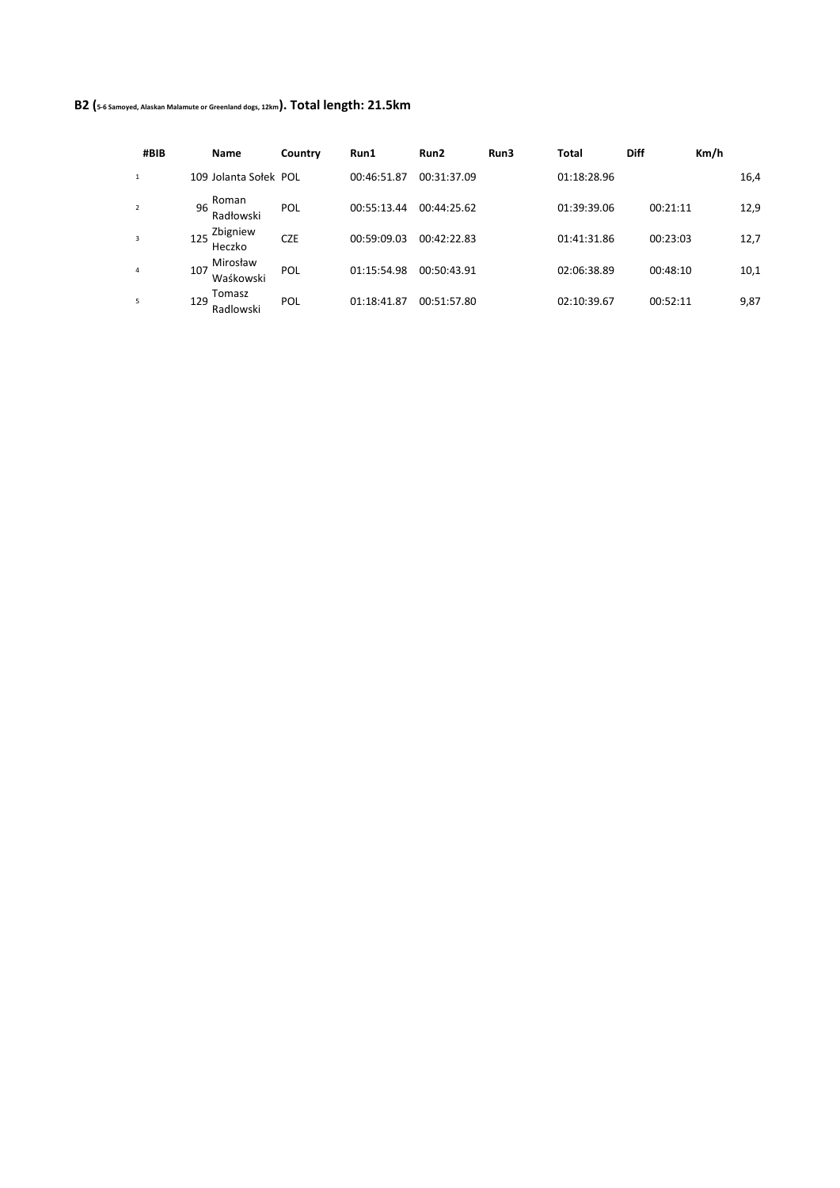**B2 (5-6 Samoyed, Alaskan Malamute or Greenland dogs, 12km). Total length: 21.5km**

| | #BIB | Name | Country | Run1 | Run2 | Run3 | Total | Diff | Km/h |
|---|---|---|---|---|---|---|---|---|---|
| 1 | 109 | Jolanta Sołek | POL | 00:46:51.87 | 00:31:37.09 | | 01:18:28.96 | | 16,4 |
| 2 | 96 | Roman Radłowski | POL | 00:55:13.44 | 00:44:25.62 | | 01:39:39.06 | 00:21:11 | 12,9 |
| 3 | 125 | Zbigniew Heczko | CZE | 00:59:09.03 | 00:42:22.83 | | 01:41:31.86 | 00:23:03 | 12,7 |
| 4 | 107 | Mirosław Waśkowski | POL | 01:15:54.98 | 00:50:43.91 | | 02:06:38.89 | 00:48:10 | 10,1 |
| 5 | 129 | Tomasz Radlowski | POL | 01:18:41.87 | 00:51:57.80 | | 02:10:39.67 | 00:52:11 | 9,87 |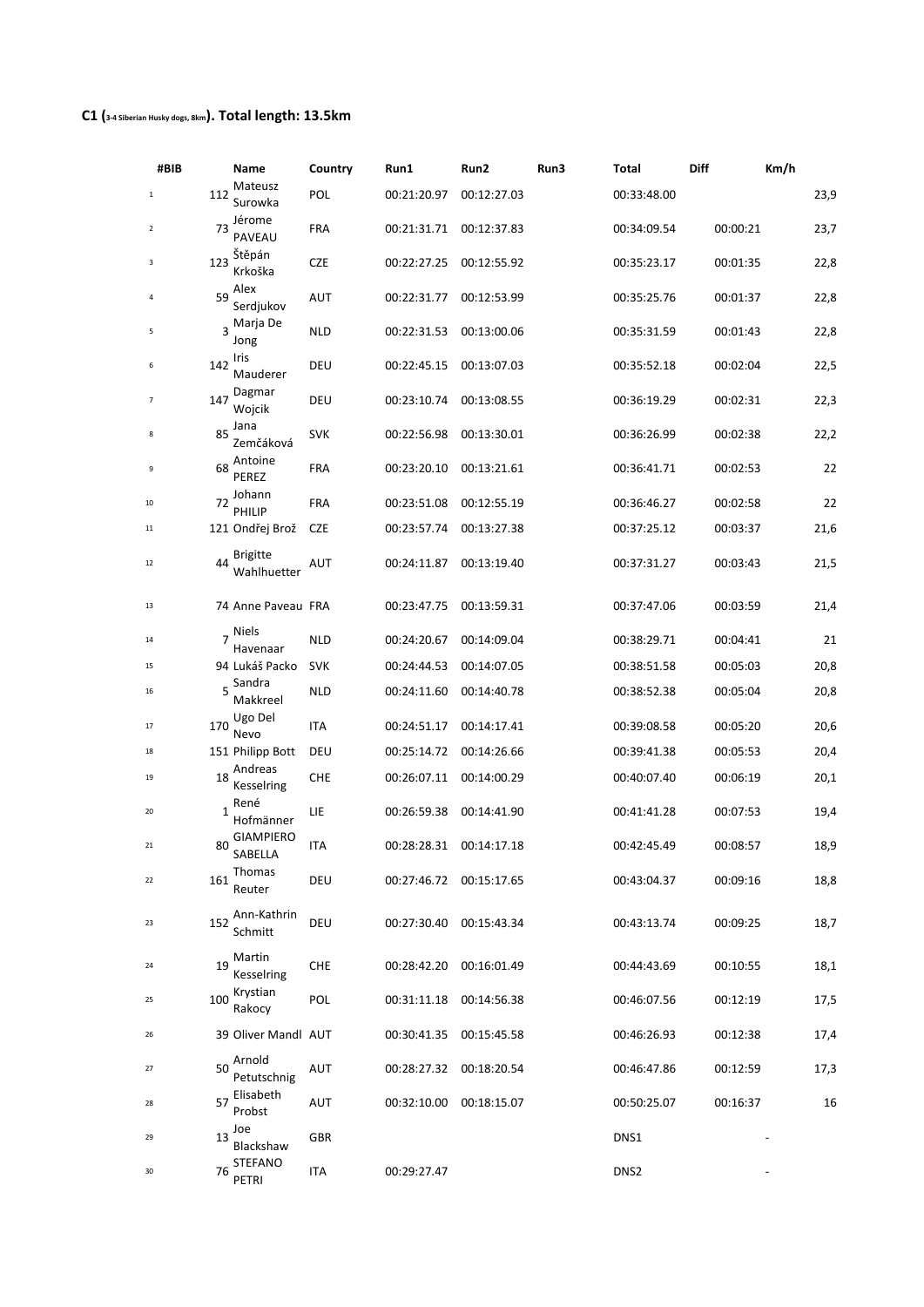**C1 (3-4 Siberian Husky dogs, 8km). Total length: 13.5km**

| | #BIB | Name | Country | Run1 | Run2 | Run3 | Total | Diff | Km/h |
|---|---|---|---|---|---|---|---|---|---|
| 1 | 112 | Mateusz Surowka | POL | 00:21:20.97 | 00:12:27.03 | | 00:33:48.00 | | 23,9 |
| 2 | 73 | Jérome PAVEAU | FRA | 00:21:31.71 | 00:12:37.83 | | 00:34:09.54 | 00:00:21 | 23,7 |
| 3 | 123 | Štěpán Krkoška | CZE | 00:22:27.25 | 00:12:55.92 | | 00:35:23.17 | 00:01:35 | 22,8 |
| 4 | 59 | Alex Serdjukov | AUT | 00:22:31.77 | 00:12:53.99 | | 00:35:25.76 | 00:01:37 | 22,8 |
| 5 | 3 | Marja De Jong | NLD | 00:22:31.53 | 00:13:00.06 | | 00:35:31.59 | 00:01:43 | 22,8 |
| 6 | 142 | Iris Mauderer | DEU | 00:22:45.15 | 00:13:07.03 | | 00:35:52.18 | 00:02:04 | 22,5 |
| 7 | 147 | Dagmar Wojcik | DEU | 00:23:10.74 | 00:13:08.55 | | 00:36:19.29 | 00:02:31 | 22,3 |
| 8 | 85 | Jana Zemčáková | SVK | 00:22:56.98 | 00:13:30.01 | | 00:36:26.99 | 00:02:38 | 22,2 |
| 9 | 68 | Antoine PEREZ | FRA | 00:23:20.10 | 00:13:21.61 | | 00:36:41.71 | 00:02:53 | 22 |
| 10 | 72 | Johann PHILIP | FRA | 00:23:51.08 | 00:12:55.19 | | 00:36:46.27 | 00:02:58 | 22 |
| 11 | 121 | Ondřej Brož | CZE | 00:23:57.74 | 00:13:27.38 | | 00:37:25.12 | 00:03:37 | 21,6 |
| 12 | 44 | Brigitte Wahlhuetter | AUT | 00:24:11.87 | 00:13:19.40 | | 00:37:31.27 | 00:03:43 | 21,5 |
| 13 | 74 | Anne Paveau | FRA | 00:23:47.75 | 00:13:59.31 | | 00:37:47.06 | 00:03:59 | 21,4 |
| 14 | 7 | Niels Havenaar | NLD | 00:24:20.67 | 00:14:09.04 | | 00:38:29.71 | 00:04:41 | 21 |
| 15 | 94 | Lukáš Packo | SVK | 00:24:44.53 | 00:14:07.05 | | 00:38:51.58 | 00:05:03 | 20,8 |
| 16 | 5 | Sandra Makkreel | NLD | 00:24:11.60 | 00:14:40.78 | | 00:38:52.38 | 00:05:04 | 20,8 |
| 17 | 170 | Ugo Del Nevo | ITA | 00:24:51.17 | 00:14:17.41 | | 00:39:08.58 | 00:05:20 | 20,6 |
| 18 | 151 | Philipp Bott | DEU | 00:25:14.72 | 00:14:26.66 | | 00:39:41.38 | 00:05:53 | 20,4 |
| 19 | 18 | Andreas Kesselring | CHE | 00:26:07.11 | 00:14:00.29 | | 00:40:07.40 | 00:06:19 | 20,1 |
| 20 | 1 | René Hofmänner | LIE | 00:26:59.38 | 00:14:41.90 | | 00:41:41.28 | 00:07:53 | 19,4 |
| 21 | 80 | GIAMPIERO SABELLA | ITA | 00:28:28.31 | 00:14:17.18 | | 00:42:45.49 | 00:08:57 | 18,9 |
| 22 | 161 | Thomas Reuter | DEU | 00:27:46.72 | 00:15:17.65 | | 00:43:04.37 | 00:09:16 | 18,8 |
| 23 | 152 | Ann-Kathrin Schmitt | DEU | 00:27:30.40 | 00:15:43.34 | | 00:43:13.74 | 00:09:25 | 18,7 |
| 24 | 19 | Martin Kesselring | CHE | 00:28:42.20 | 00:16:01.49 | | 00:44:43.69 | 00:10:55 | 18,1 |
| 25 | 100 | Krystian Rakocy | POL | 00:31:11.18 | 00:14:56.38 | | 00:46:07.56 | 00:12:19 | 17,5 |
| 26 | 39 | Oliver Mandl | AUT | 00:30:41.35 | 00:15:45.58 | | 00:46:26.93 | 00:12:38 | 17,4 |
| 27 | 50 | Arnold Petutschnig | AUT | 00:28:27.32 | 00:18:20.54 | | 00:46:47.86 | 00:12:59 | 17,3 |
| 28 | 57 | Elisabeth Probst | AUT | 00:32:10.00 | 00:18:15.07 | | 00:50:25.07 | 00:16:37 | 16 |
| 29 | 13 | Joe Blackshaw | GBR | | | | DNS1 | | - |
| 30 | 76 | STEFANO PETRI | ITA | 00:29:27.47 | | | DNS2 | | - |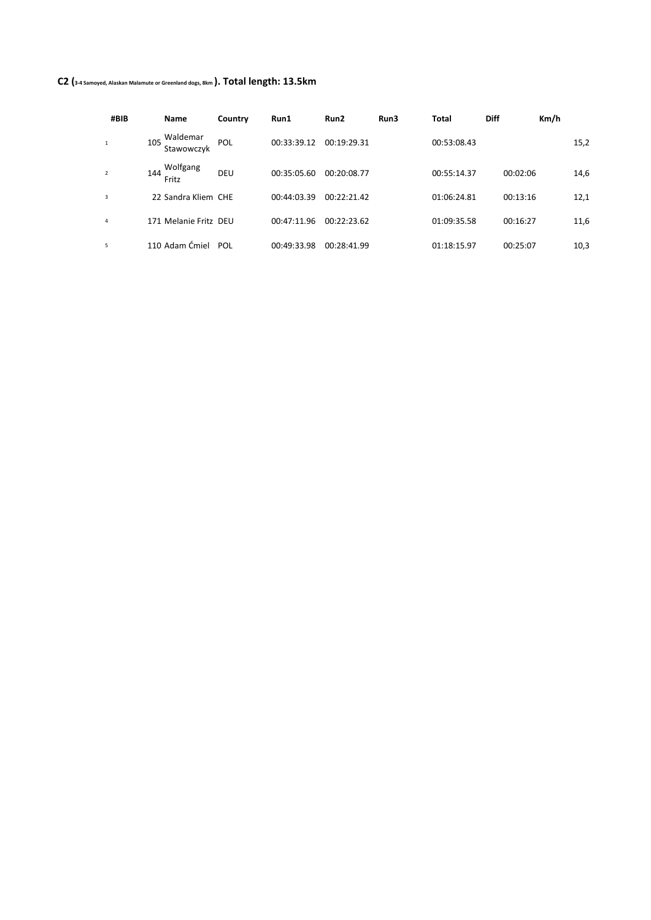**C2 (3-4 Samoyed, Alaskan Malamute or Greenland dogs, 8km ). Total length: 13.5km**

| | #BIB | Name | Country | Run1 | Run2 | Run3 | Total | Diff | Km/h |
|---|---|---|---|---|---|---|---|---|---|
| 1 | 105 | Waldemar Stawowczyk | POL | 00:33:39.12 | 00:19:29.31 | | 00:53:08.43 | | 15,2 |
| 2 | 144 | Wolfgang Fritz | DEU | 00:35:05.60 | 00:20:08.77 | | 00:55:14.37 | 00:02:06 | 14,6 |
| 3 | 22 | Sandra Kliem | CHE | 00:44:03.39 | 00:22:21.42 | | 01:06:24.81 | 00:13:16 | 12,1 |
| 4 | 171 | Melanie Fritz | DEU | 00:47:11.96 | 00:22:23.62 | | 01:09:35.58 | 00:16:27 | 11,6 |
| 5 | 110 | Adam Ćmiel | POL | 00:49:33.98 | 00:28:41.99 | | 01:18:15.97 | 00:25:07 | 10,3 |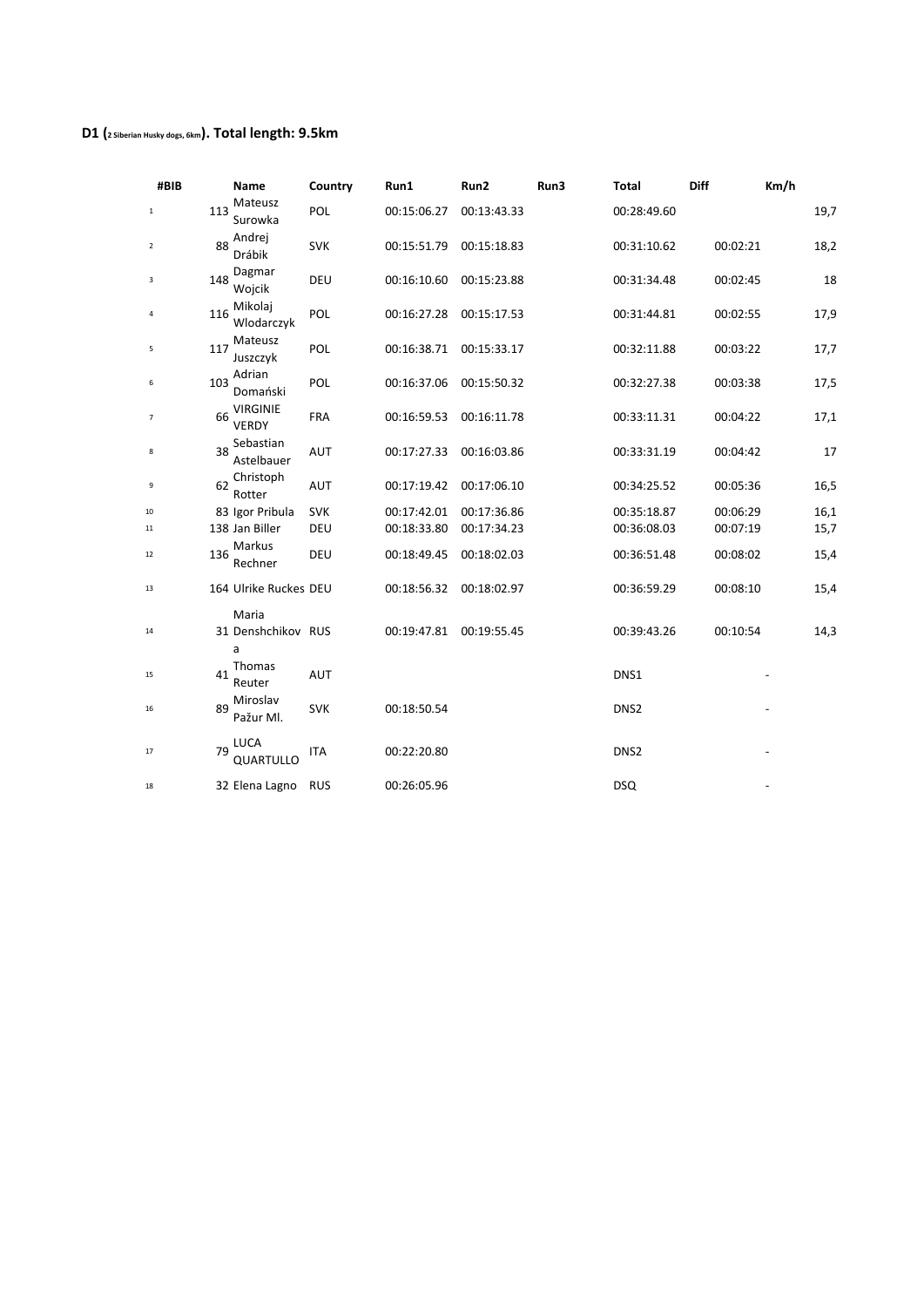**D1 (2 Siberian Husky dogs, 6km). Total length: 9.5km**

| | #BIB | Name | Country | Run1 | Run2 | Run3 | Total | Diff | Km/h |
|---|---|---|---|---|---|---|---|---|---|
| 1 | 113 | Mateusz Surowka | POL | 00:15:06.27 | 00:13:43.33 | | 00:28:49.60 | | 19,7 |
| 2 | 88 | Andrej Drábik | SVK | 00:15:51.79 | 00:15:18.83 | | 00:31:10.62 | 00:02:21 | 18,2 |
| 3 | 148 | Dagmar Wojcik | DEU | 00:16:10.60 | 00:15:23.88 | | 00:31:34.48 | 00:02:45 | 18 |
| 4 | 116 | Mikolaj Wlodarczyk | POL | 00:16:27.28 | 00:15:17.53 | | 00:31:44.81 | 00:02:55 | 17,9 |
| 5 | 117 | Mateusz Juszczyk | POL | 00:16:38.71 | 00:15:33.17 | | 00:32:11.88 | 00:03:22 | 17,7 |
| 6 | 103 | Adrian Domański | POL | 00:16:37.06 | 00:15:50.32 | | 00:32:27.38 | 00:03:38 | 17,5 |
| 7 | 66 | VIRGINIE VERDY | FRA | 00:16:59.53 | 00:16:11.78 | | 00:33:11.31 | 00:04:22 | 17,1 |
| 8 | 38 | Sebastian Astelbauer | AUT | 00:17:27.33 | 00:16:03.86 | | 00:33:31.19 | 00:04:42 | 17 |
| 9 | 62 | Christoph Rotter | AUT | 00:17:19.42 | 00:17:06.10 | | 00:34:25.52 | 00:05:36 | 16,5 |
| 10 | 83 | Igor Pribula | SVK | 00:17:42.01 | 00:17:36.86 | | 00:35:18.87 | 00:06:29 | 16,1 |
| 11 | 138 | Jan Biller | DEU | 00:18:33.80 | 00:17:34.23 | | 00:36:08.03 | 00:07:19 | 15,7 |
| 12 | 136 | Markus Rechner | DEU | 00:18:49.45 | 00:18:02.03 | | 00:36:51.48 | 00:08:02 | 15,4 |
| 13 | 164 | Ulrike Ruckes | DEU | 00:18:56.32 | 00:18:02.97 | | 00:36:59.29 | 00:08:10 | 15,4 |
| 14 | 31 | Maria Denshchikova | RUS | 00:19:47.81 | 00:19:55.45 | | 00:39:43.26 | 00:10:54 | 14,3 |
| 15 | 41 | Thomas Reuter | AUT | | | | DNS1 | | - |
| 16 | 89 | Miroslav Pažur Ml. | SVK | 00:18:50.54 | | | DNS2 | | - |
| 17 | 79 | LUCA QUARTULLO | ITA | 00:22:20.80 | | | DNS2 | | - |
| 18 | 32 | Elena Lagno | RUS | 00:26:05.96 | | | DSQ | | - |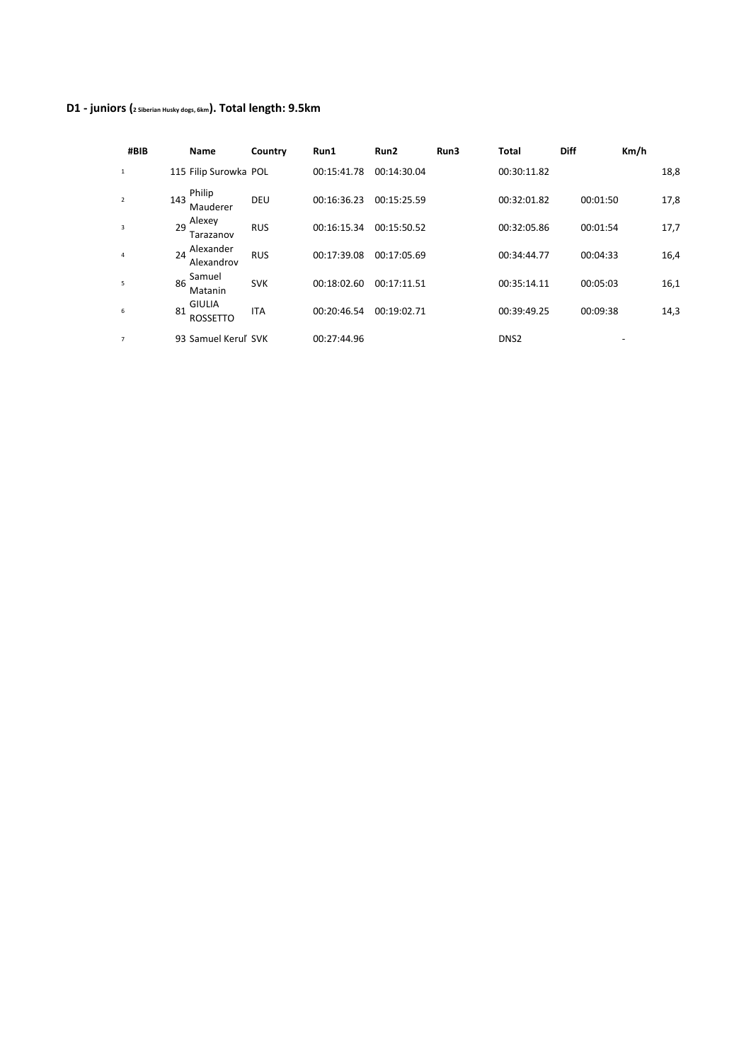## D1 - juniors (2 Siberian Husky dogs, 6km). Total length: 9.5km

| #BIB | | Name | Country | Run1 | Run2 | Run3 | Total | Diff | Km/h |
|---|---|---|---|---|---|---|---|---|---|
| 1 | 115 | Filip Surowka | POL | 00:15:41.78 | 00:14:30.04 | | 00:30:11.82 | | 18,8 |
| 2 | 143 | Philip Mauderer | DEU | 00:16:36.23 | 00:15:25.59 | | 00:32:01.82 | 00:01:50 | 17,8 |
| 3 | 29 | Alexey Tarazanov | RUS | 00:16:15.34 | 00:15:50.52 | | 00:32:05.86 | 00:01:54 | 17,7 |
| 4 | 24 | Alexander Alexandrov | RUS | 00:17:39.08 | 00:17:05.69 | | 00:34:44.77 | 00:04:33 | 16,4 |
| 5 | 86 | Samuel Matanin | SVK | 00:18:02.60 | 00:17:11.51 | | 00:35:14.11 | 00:05:03 | 16,1 |
| 6 | 81 | GIULIA ROSSETTO | ITA | 00:20:46.54 | 00:19:02.71 | | 00:39:49.25 | 00:09:38 | 14,3 |
| 7 | 93 | Samuel Keruľ | SVK | 00:27:44.96 | | | DNS2 | | - |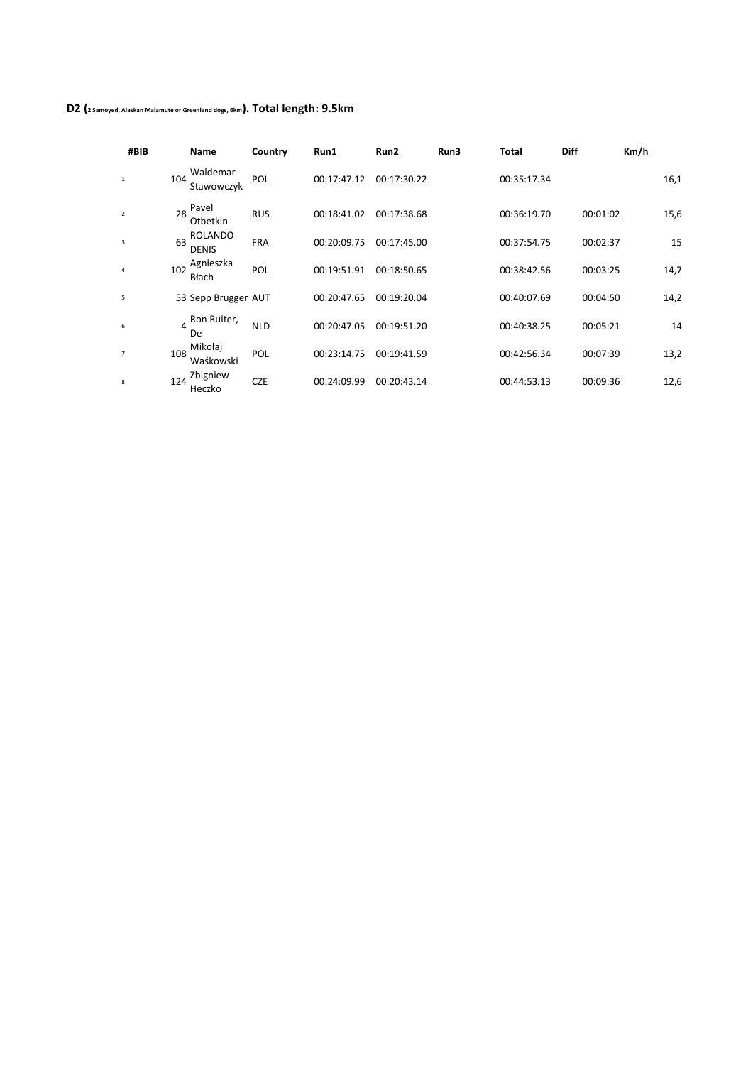**D2 (2 Samoyed, Alaskan Malamute or Greenland dogs, 6km). Total length: 9.5km**

| #BIB | | Name | Country | Run1 | Run2 | Run3 | Total | Diff | Km/h |
|---|---|---|---|---|---|---|---|---|---|
| 1 | 104 | Waldemar Stawowczyk | POL | 00:17:47.12 | 00:17:30.22 | | 00:35:17.34 | | 16,1 |
| 2 | 28 | Pavel Otbetkin | RUS | 00:18:41.02 | 00:17:38.68 | | 00:36:19.70 | 00:01:02 | 15,6 |
| 3 | 63 | ROLANDO DENIS | FRA | 00:20:09.75 | 00:17:45.00 | | 00:37:54.75 | 00:02:37 | 15 |
| 4 | 102 | Agnieszka Błach | POL | 00:19:51.91 | 00:18:50.65 | | 00:38:42.56 | 00:03:25 | 14,7 |
| 5 | 53 | Sepp Brugger | AUT | 00:20:47.65 | 00:19:20.04 | | 00:40:07.69 | 00:04:50 | 14,2 |
| 6 | 4 | Ron Ruiter, De | NLD | 00:20:47.05 | 00:19:51.20 | | 00:40:38.25 | 00:05:21 | 14 |
| 7 | 108 | Mikołaj Waśkowski | POL | 00:23:14.75 | 00:19:41.59 | | 00:42:56.34 | 00:07:39 | 13,2 |
| 8 | 124 | Zbigniew Heczko | CZE | 00:24:09.99 | 00:20:43.14 | | 00:44:53.13 | 00:09:36 | 12,6 |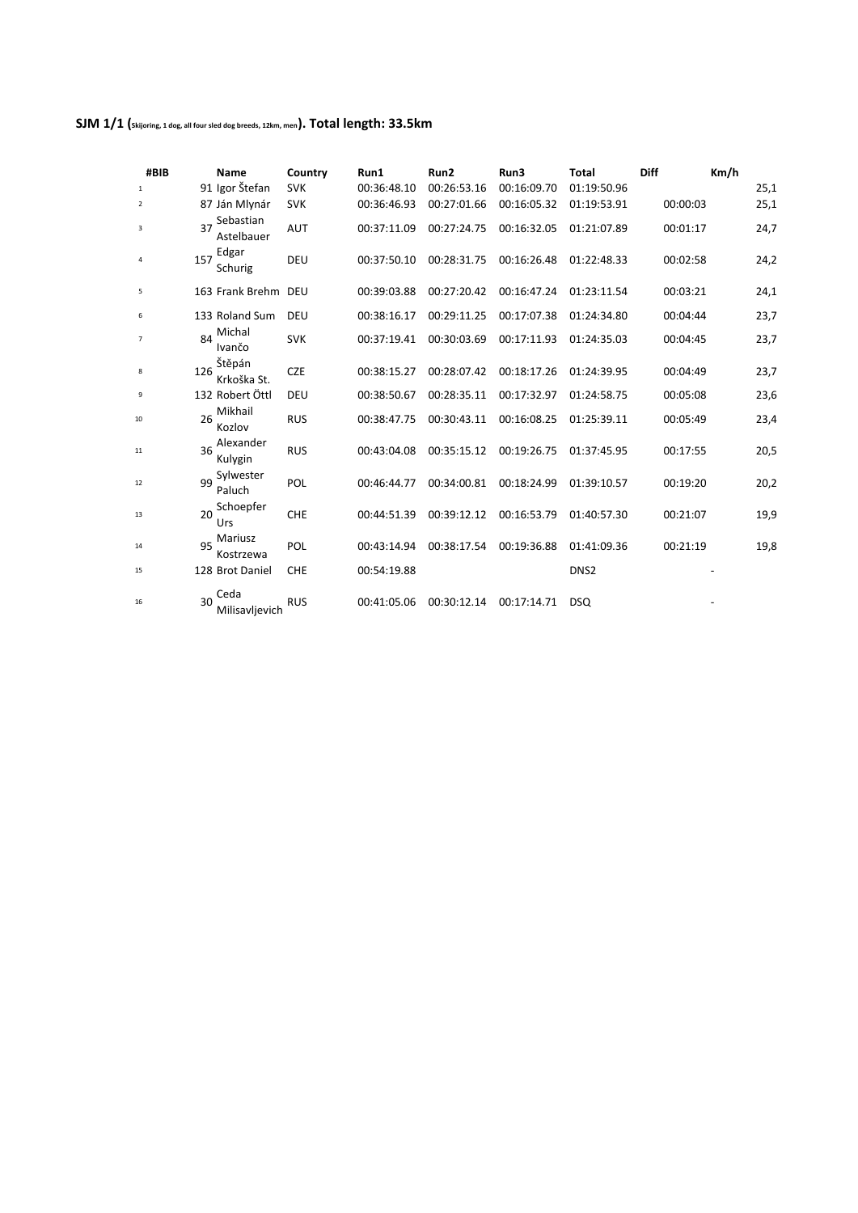**SJM 1/1 (Skijoring, 1 dog, all four sled dog breeds, 12km, men). Total length: 33.5km**

| | #BIB | Name | Country | Run1 | Run2 | Run3 | Total | Diff | Km/h |
|---|---|---|---|---|---|---|---|---|---|
| 1 | 91 | Igor Štefan | SVK | 00:36:48.10 | 00:26:53.16 | 00:16:09.70 | 01:19:50.96 | | 25,1 |
| 2 | 87 | Ján Mlynár | SVK | 00:36:46.93 | 00:27:01.66 | 00:16:05.32 | 01:19:53.91 | 00:00:03 | 25,1 |
| 3 | 37 | Sebastian Astelbauer | AUT | 00:37:11.09 | 00:27:24.75 | 00:16:32.05 | 01:21:07.89 | 00:01:17 | 24,7 |
| 4 | 157 | Edgar Schurig | DEU | 00:37:50.10 | 00:28:31.75 | 00:16:26.48 | 01:22:48.33 | 00:02:58 | 24,2 |
| 5 | 163 | Frank Brehm | DEU | 00:39:03.88 | 00:27:20.42 | 00:16:47.24 | 01:23:11.54 | 00:03:21 | 24,1 |
| 6 | 133 | Roland Sum | DEU | 00:38:16.17 | 00:29:11.25 | 00:17:07.38 | 01:24:34.80 | 00:04:44 | 23,7 |
| 7 | 84 | Michal Ivančo | SVK | 00:37:19.41 | 00:30:03.69 | 00:17:11.93 | 01:24:35.03 | 00:04:45 | 23,7 |
| 8 | 126 | Štěpán Krkoška St. | CZE | 00:38:15.27 | 00:28:07.42 | 00:18:17.26 | 01:24:39.95 | 00:04:49 | 23,7 |
| 9 | 132 | Robert Öttl | DEU | 00:38:50.67 | 00:28:35.11 | 00:17:32.97 | 01:24:58.75 | 00:05:08 | 23,6 |
| 10 | 26 | Mikhail Kozlov | RUS | 00:38:47.75 | 00:30:43.11 | 00:16:08.25 | 01:25:39.11 | 00:05:49 | 23,4 |
| 11 | 36 | Alexander Kulygin | RUS | 00:43:04.08 | 00:35:15.12 | 00:19:26.75 | 01:37:45.95 | 00:17:55 | 20,5 |
| 12 | 99 | Sylwester Paluch | POL | 00:46:44.77 | 00:34:00.81 | 00:18:24.99 | 01:39:10.57 | 00:19:20 | 20,2 |
| 13 | 20 | Schoepfer Urs | CHE | 00:44:51.39 | 00:39:12.12 | 00:16:53.79 | 01:40:57.30 | 00:21:07 | 19,9 |
| 14 | 95 | Mariusz Kostrzewa | POL | 00:43:14.94 | 00:38:17.54 | 00:19:36.88 | 01:41:09.36 | 00:21:19 | 19,8 |
| 15 | 128 | Brot Daniel | CHE | 00:54:19.88 | | | DNS2 | - | |
| 16 | 30 | Ceda Milisavljevich | RUS | 00:41:05.06 | 00:30:12.14 | 00:17:14.71 | DSQ | - | |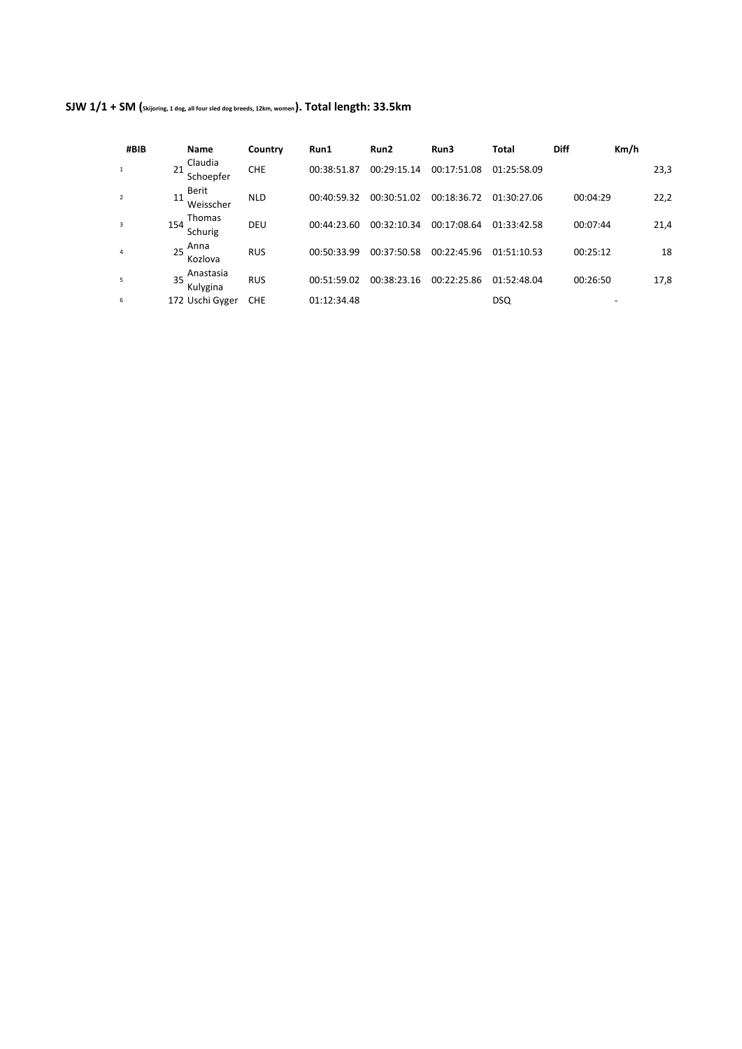**SJW 1/1 + SM (Skijoring, 1 dog, all four sled dog breeds, 12km, women). Total length: 33.5km**

| | #BIB | Name | Country | Run1 | Run2 | Run3 | Total | Diff | Km/h |
|---|---|---|---|---|---|---|---|---|---|
| 1 | 21 | Claudia Schoepfer | CHE | 00:38:51.87 | 00:29:15.14 | 00:17:51.08 | 01:25:58.09 | | 23,3 |
| 2 | 11 | Berit Weisscher | NLD | 00:40:59.32 | 00:30:51.02 | 00:18:36.72 | 01:30:27.06 | 00:04:29 | 22,2 |
| 3 | 154 | Thomas Schurig | DEU | 00:44:23.60 | 00:32:10.34 | 00:17:08.64 | 01:33:42.58 | 00:07:44 | 21,4 |
| 4 | 25 | Anna Kozlova | RUS | 00:50:33.99 | 00:37:50.58 | 00:22:45.96 | 01:51:10.53 | 00:25:12 | 18 |
| 5 | 35 | Anastasia Kulygina | RUS | 00:51:59.02 | 00:38:23.16 | 00:22:25.86 | 01:52:48.04 | 00:26:50 | 17,8 |
| 6 | 172 | Uschi Gyger | CHE | 01:12:34.48 | | | DSQ | | - |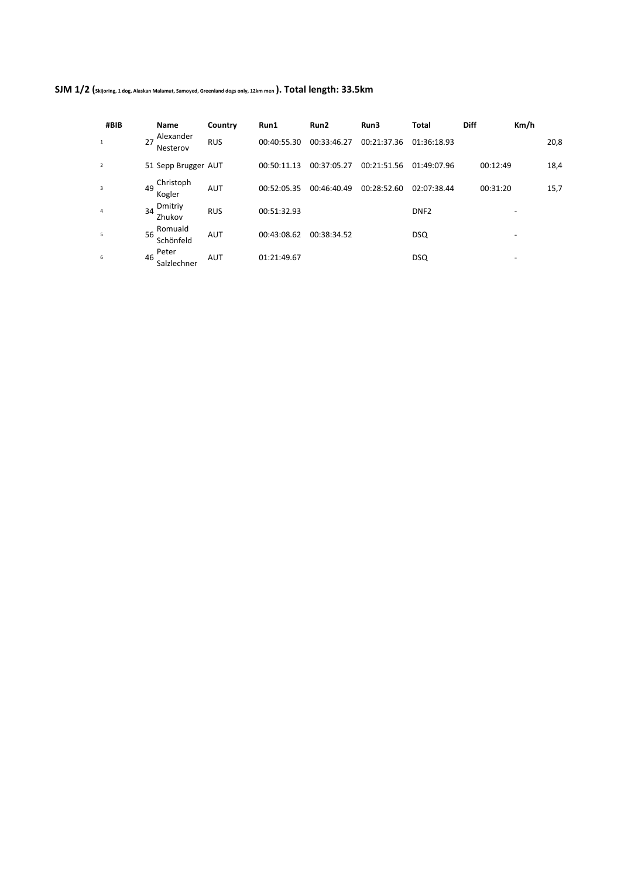**SJM 1/2 (Skijoring, 1 dog, Alaskan Malamut, Samoyed, Greenland dogs only, 12km men ). Total length: 33.5km**

| #BIB | | Name | Country | Run1 | Run2 | Run3 | Total | Diff | Km/h |
|---|---|---|---|---|---|---|---|---|---|
| 1 | 27 | Alexander Nesterov | RUS | 00:40:55.30 | 00:33:46.27 | 00:21:37.36 | 01:36:18.93 | | 20,8 |
| 2 | 51 | Sepp Brugger | AUT | 00:50:11.13 | 00:37:05.27 | 00:21:51.56 | 01:49:07.96 | 00:12:49 | 18,4 |
| 3 | 49 | Christoph Kogler | AUT | 00:52:05.35 | 00:46:40.49 | 00:28:52.60 | 02:07:38.44 | 00:31:20 | 15,7 |
| 4 | 34 | Dmitriy Zhukov | RUS | 00:51:32.93 | | | DNF2 | | - |
| 5 | 56 | Romuald Schönfeld | AUT | 00:43:08.62 | 00:38:34.52 | | DSQ | | - |
| 6 | 46 | Peter Salzlechner | AUT | 01:21:49.67 | | | DSQ | | - |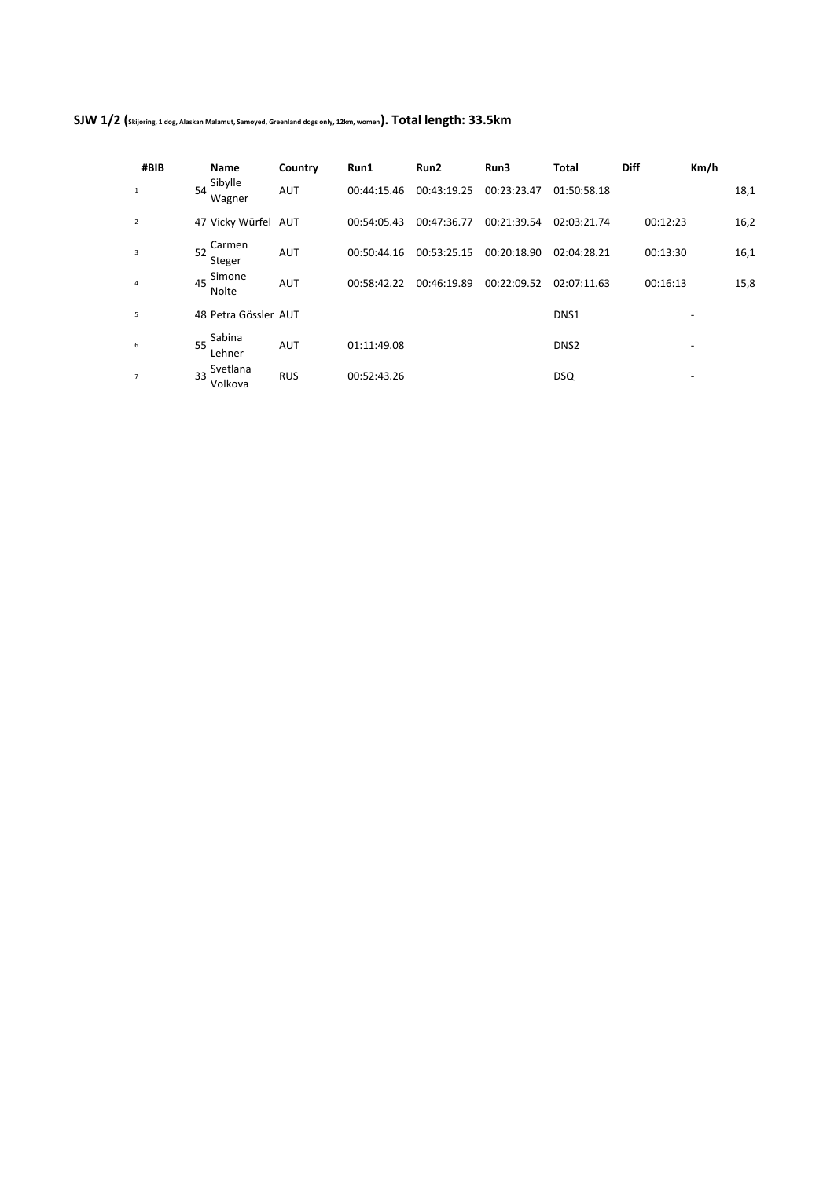**SJW 1/2 (Skijoring, 1 dog, Alaskan Malamut, Samoyed, Greenland dogs only, 12km, women). Total length: 33.5km**

| # | BIB | Name | Country | Run1 | Run2 | Run3 | Total | Diff | Km/h |
|---|---|---|---|---|---|---|---|---|---|
| 1 | 54 | Sibylle Wagner | AUT | 00:44:15.46 | 00:43:19.25 | 00:23:23.47 | 01:50:58.18 | | 18,1 |
| 2 | 47 | Vicky Würfel | AUT | 00:54:05.43 | 00:47:36.77 | 00:21:39.54 | 02:03:21.74 | 00:12:23 | 16,2 |
| 3 | 52 | Carmen Steger | AUT | 00:50:44.16 | 00:53:25.15 | 00:20:18.90 | 02:04:28.21 | 00:13:30 | 16,1 |
| 4 | 45 | Simone Nolte | AUT | 00:58:42.22 | 00:46:19.89 | 00:22:09.52 | 02:07:11.63 | 00:16:13 | 15,8 |
| 5 | 48 | Petra Gössler | AUT | | | | DNS1 | - | |
| 6 | 55 | Sabina Lehner | AUT | 01:11:49.08 | | | DNS2 | - | |
| 7 | 33 | Svetlana Volkova | RUS | 00:52:43.26 | | | DSQ | - | |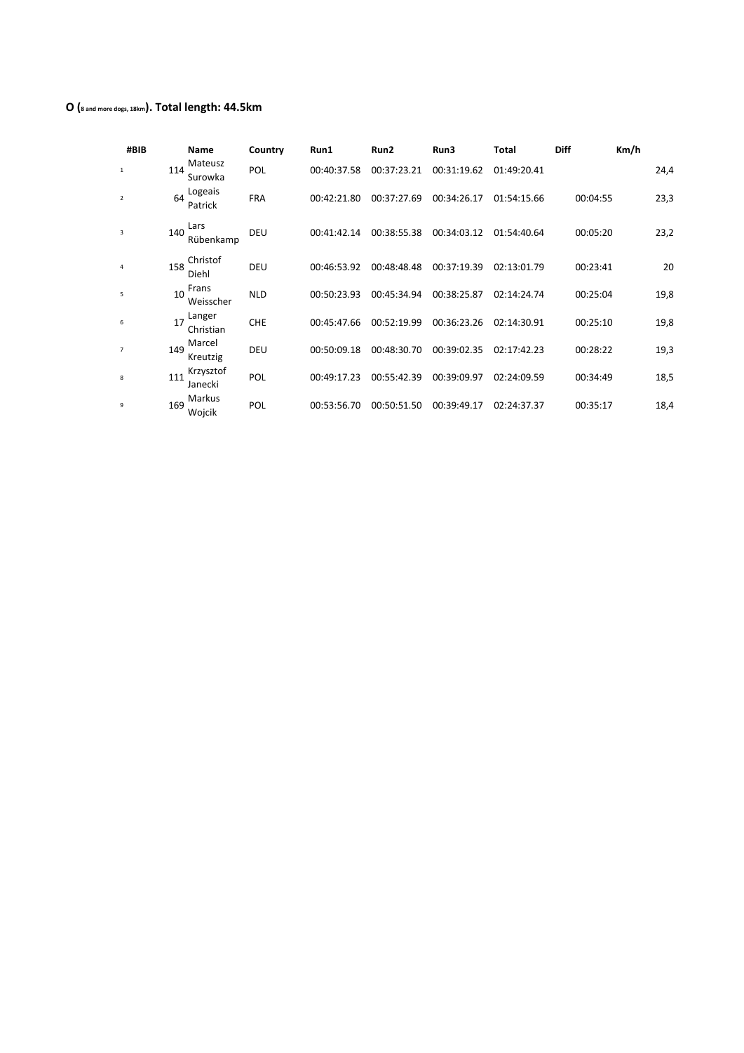**O (8 and more dogs, 18km). Total length: 44.5km**

| | #BIB | Name | Country | Run1 | Run2 | Run3 | Total | Diff | Km/h |
|---|---|---|---|---|---|---|---|---|---|
| 1 | 114 | Mateusz Surowka | POL | 00:40:37.58 | 00:37:23.21 | 00:31:19.62 | 01:49:20.41 | | 24,4 |
| 2 | 64 | Logeais Patrick | FRA | 00:42:21.80 | 00:37:27.69 | 00:34:26.17 | 01:54:15.66 | 00:04:55 | 23,3 |
| 3 | 140 | Lars Rübenkamp | DEU | 00:41:42.14 | 00:38:55.38 | 00:34:03.12 | 01:54:40.64 | 00:05:20 | 23,2 |
| 4 | 158 | Christof Diehl | DEU | 00:46:53.92 | 00:48:48.48 | 00:37:19.39 | 02:13:01.79 | 00:23:41 | 20 |
| 5 | 10 | Frans Weisscher | NLD | 00:50:23.93 | 00:45:34.94 | 00:38:25.87 | 02:14:24.74 | 00:25:04 | 19,8 |
| 6 | 17 | Langer Christian | CHE | 00:45:47.66 | 00:52:19.99 | 00:36:23.26 | 02:14:30.91 | 00:25:10 | 19,8 |
| 7 | 149 | Marcel Kreutzig | DEU | 00:50:09.18 | 00:48:30.70 | 00:39:02.35 | 02:17:42.23 | 00:28:22 | 19,3 |
| 8 | 111 | Krzysztof Janecki | POL | 00:49:17.23 | 00:55:42.39 | 00:39:09.97 | 02:24:09.59 | 00:34:49 | 18,5 |
| 9 | 169 | Markus Wojcik | POL | 00:53:56.70 | 00:50:51.50 | 00:39:49.17 | 02:24:37.37 | 00:35:17 | 18,4 |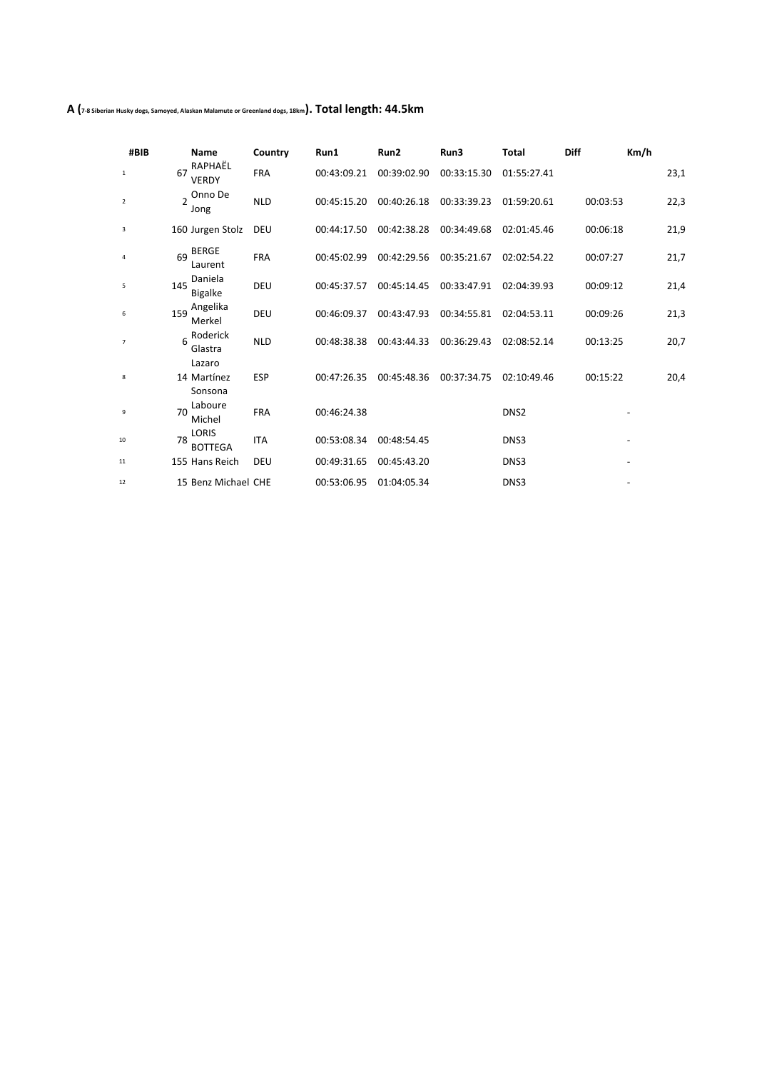**A (7-8 Siberian Husky dogs, Samoyed, Alaskan Malamute or Greenland dogs, 18km). Total length: 44.5km**

| | #BIB | Name | Country | Run1 | Run2 | Run3 | Total | Diff | Km/h |
|---|---|---|---|---|---|---|---|---|---|
| 1 | 67 | RAPHAËL VERDY | FRA | 00:43:09.21 | 00:39:02.90 | 00:33:15.30 | 01:55:27.41 | | 23,1 |
| 2 | 2 | Onno De Jong | NLD | 00:45:15.20 | 00:40:26.18 | 00:33:39.23 | 01:59:20.61 | 00:03:53 | 22,3 |
| 3 | 160 | Jurgen Stolz | DEU | 00:44:17.50 | 00:42:38.28 | 00:34:49.68 | 02:01:45.46 | 00:06:18 | 21,9 |
| 4 | 69 | BERGE Laurent | FRA | 00:45:02.99 | 00:42:29.56 | 00:35:21.67 | 02:02:54.22 | 00:07:27 | 21,7 |
| 5 | 145 | Daniela Bigalke | DEU | 00:45:37.57 | 00:45:14.45 | 00:33:47.91 | 02:04:39.93 | 00:09:12 | 21,4 |
| 6 | 159 | Angelika Merkel | DEU | 00:46:09.37 | 00:43:47.93 | 00:34:55.81 | 02:04:53.11 | 00:09:26 | 21,3 |
| 7 | 6 | Roderick Glastra | NLD | 00:48:38.38 | 00:43:44.33 | 00:36:29.43 | 02:08:52.14 | 00:13:25 | 20,7 |
| 8 | 14 | Lazaro Martínez Sonsona | ESP | 00:47:26.35 | 00:45:48.36 | 00:37:34.75 | 02:10:49.46 | 00:15:22 | 20,4 |
| 9 | 70 | Laboure Michel | FRA | 00:46:24.38 | | | DNS2 | | - |
| 10 | 78 | LORIS BOTTEGA | ITA | 00:53:08.34 | 00:48:54.45 | | DNS3 | | - |
| 11 | 155 | Hans Reich | DEU | 00:49:31.65 | 00:45:43.20 | | DNS3 | | - |
| 12 | 15 | Benz Michael | CHE | 00:53:06.95 | 01:04:05.34 | | DNS3 | | - |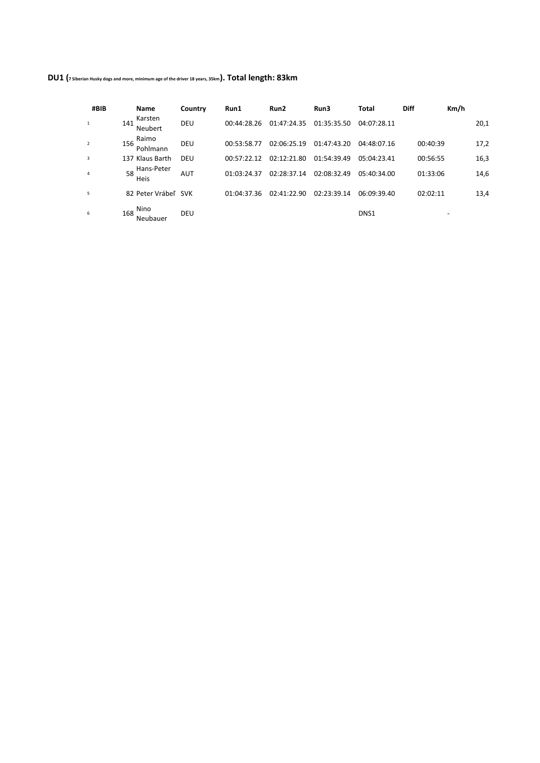**DU1 (7 Siberian Husky dogs and more, minimum age of the driver 18 years, 35km). Total length: 83km**

| | #BIB | Name | Country | Run1 | Run2 | Run3 | Total | Diff | Km/h |
|---|---|---|---|---|---|---|---|---|---|
| 1 | 141 | Karsten Neubert | DEU | 00:44:28.26 | 01:47:24.35 | 01:35:35.50 | 04:07:28.11 | | 20,1 |
| 2 | 156 | Raimo Pohlmann | DEU | 00:53:58.77 | 02:06:25.19 | 01:47:43.20 | 04:48:07.16 | 00:40:39 | 17,2 |
| 3 | 137 | Klaus Barth | DEU | 00:57:22.12 | 02:12:21.80 | 01:54:39.49 | 05:04:23.41 | 00:56:55 | 16,3 |
| 4 | 58 | Hans-Peter Heis | AUT | 01:03:24.37 | 02:28:37.14 | 02:08:32.49 | 05:40:34.00 | 01:33:06 | 14,6 |
| 5 | 82 | Peter Vrábeľ | SVK | 01:04:37.36 | 02:41:22.90 | 02:23:39.14 | 06:09:39.40 | 02:02:11 | 13,4 |
| 6 | 168 | Nino Neubauer | DEU | | | | DNS1 | | - |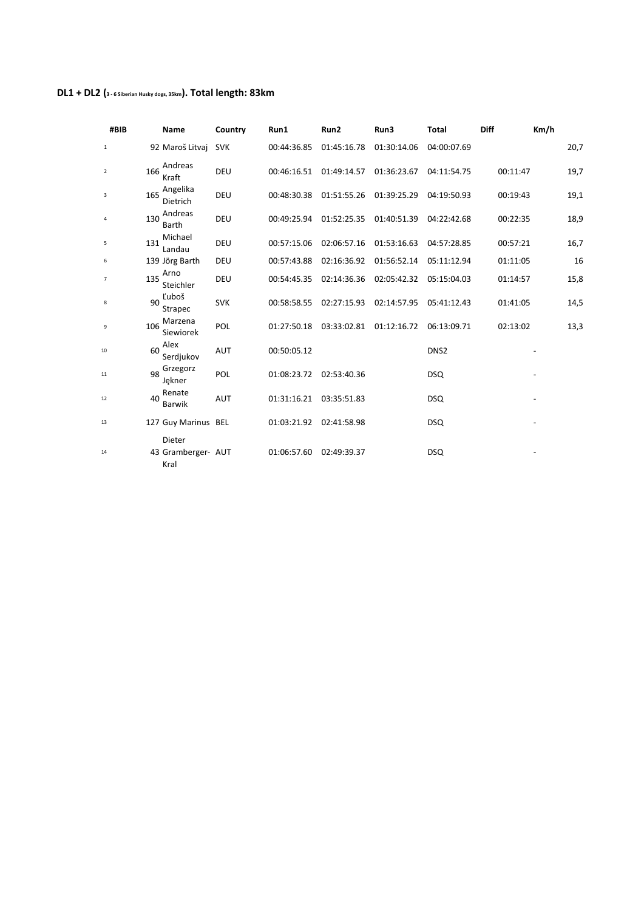**DL1 + DL2 (3 - 6 Siberian Husky dogs, 35km). Total length: 83km**

| | #BIB | Name | Country | Run1 | Run2 | Run3 | Total | Diff | Km/h |
|---|---|---|---|---|---|---|---|---|---|
| 1 | 92 | Maroš Litvaj | SVK | 00:44:36.85 | 01:45:16.78 | 01:30:14.06 | 04:00:07.69 | | 20,7 |
| 2 | 166 | Andreas Kraft | DEU | 00:46:16.51 | 01:49:14.57 | 01:36:23.67 | 04:11:54.75 | 00:11:47 | 19,7 |
| 3 | 165 | Angelika Dietrich | DEU | 00:48:30.38 | 01:51:55.26 | 01:39:25.29 | 04:19:50.93 | 00:19:43 | 19,1 |
| 4 | 130 | Andreas Barth | DEU | 00:49:25.94 | 01:52:25.35 | 01:40:51.39 | 04:22:42.68 | 00:22:35 | 18,9 |
| 5 | 131 | Michael Landau | DEU | 00:57:15.06 | 02:06:57.16 | 01:53:16.63 | 04:57:28.85 | 00:57:21 | 16,7 |
| 6 | 139 | Jörg Barth | DEU | 00:57:43.88 | 02:16:36.92 | 01:56:52.14 | 05:11:12.94 | 01:11:05 | 16 |
| 7 | 135 | Arno Steichler | DEU | 00:54:45.35 | 02:14:36.36 | 02:05:42.32 | 05:15:04.03 | 01:14:57 | 15,8 |
| 8 | 90 | Ľuboš Strapec | SVK | 00:58:58.55 | 02:27:15.93 | 02:14:57.95 | 05:41:12.43 | 01:41:05 | 14,5 |
| 9 | 106 | Marzena Siewiorek | POL | 01:27:50.18 | 03:33:02.81 | 01:12:16.72 | 06:13:09.71 | 02:13:02 | 13,3 |
| 10 | 60 | Alex Serdjukov | AUT | 00:50:05.12 | | | DNS2 | - | |
| 11 | 98 | Grzegorz Jękner | POL | 01:08:23.72 | 02:53:40.36 | | DSQ | - | |
| 12 | 40 | Renate Barwik | AUT | 01:31:16.21 | 03:35:51.83 | | DSQ | - | |
| 13 | 127 | Guy Marinus | BEL | 01:03:21.92 | 02:41:58.98 | | DSQ | - | |
| 14 | 43 | Dieter Gramberger-Kral | AUT | 01:06:57.60 | 02:49:39.37 | | DSQ | - | |